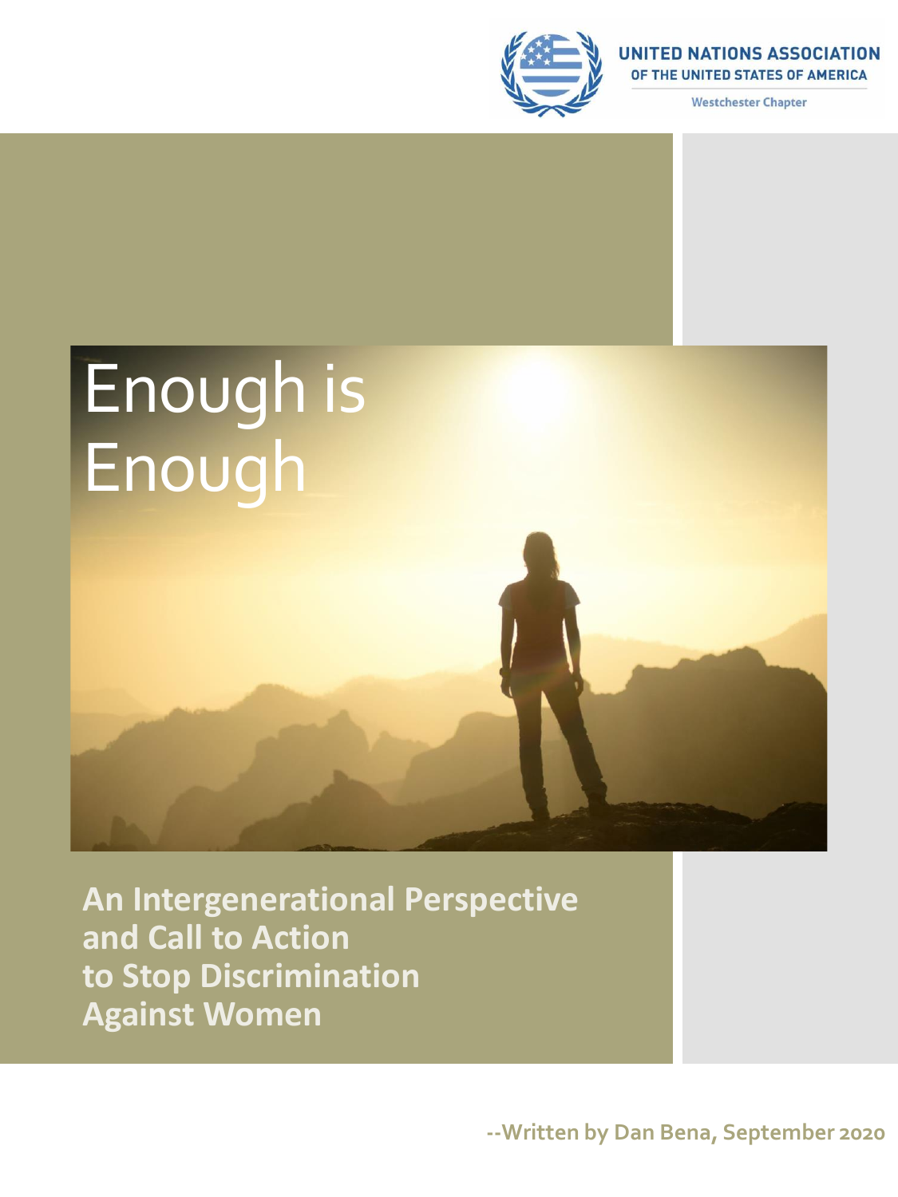UNITED NATIONS ASSOCIATION
OF THE UNITED STATES OF AMERICA
Westchester Chapter

# Enough is Enough

**An Intergenerational Perspective and Call to Action to Stop Discrimination Against Women**

**--Written by Dan Bena, September 2020**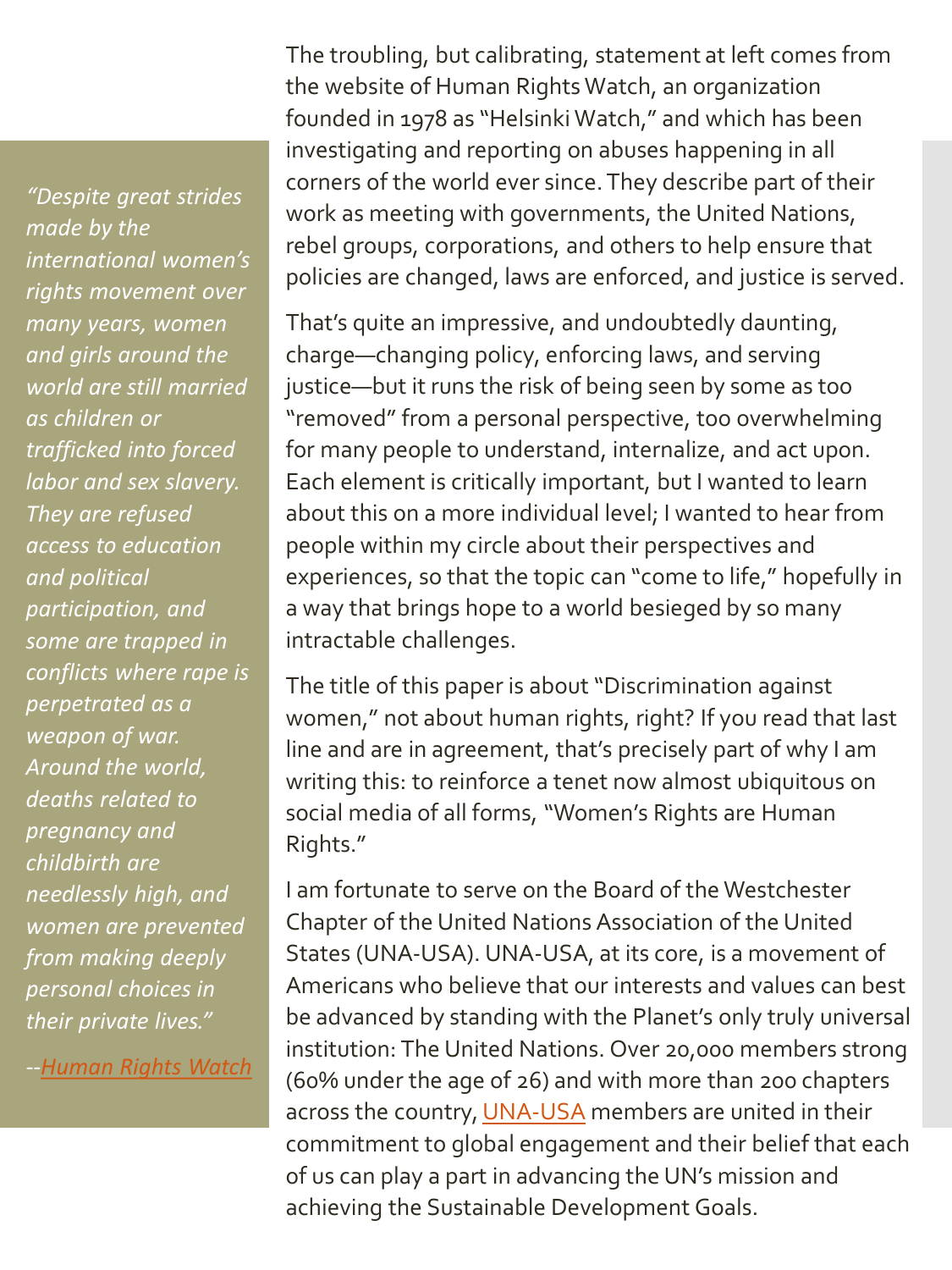> *"Despite great strides made by the international women's rights movement over many years, women and girls around the world are still married as children or trafficked into forced labor and sex slavery. They are refused access to education and political participation, and some are trapped in conflicts where rape is perpetrated as a weapon of war. Around the world, deaths related to pregnancy and childbirth are needlessly high, and women are prevented from making deeply personal choices in their private lives."*
>
> *--Human Rights Watch*

The troubling, but calibrating, statement at left comes from the website of Human Rights Watch, an organization founded in 1978 as "Helsinki Watch," and which has been investigating and reporting on abuses happening in all corners of the world ever since. They describe part of their work as meeting with governments, the United Nations, rebel groups, corporations, and others to help ensure that policies are changed, laws are enforced, and justice is served.

That's quite an impressive, and undoubtedly daunting, charge—changing policy, enforcing laws, and serving justice—but it runs the risk of being seen by some as too "removed" from a personal perspective, too overwhelming for many people to understand, internalize, and act upon. Each element is critically important, but I wanted to learn about this on a more individual level; I wanted to hear from people within my circle about their perspectives and experiences, so that the topic can "come to life," hopefully in a way that brings hope to a world besieged by so many intractable challenges.

The title of this paper is about "Discrimination against women," not about human rights, right? If you read that last line and are in agreement, that's precisely part of why I am writing this: to reinforce a tenet now almost ubiquitous on social media of all forms, "Women's Rights are Human Rights."

I am fortunate to serve on the Board of the Westchester Chapter of the United Nations Association of the United States (UNA-USA). UNA-USA, at its core, is a movement of Americans who believe that our interests and values can best be advanced by standing with the Planet's only truly universal institution: The United Nations. Over 20,000 members strong (60% under the age of 26) and with more than 200 chapters across the country, UNA-USA members are united in their commitment to global engagement and their belief that each of us can play a part in advancing the UN's mission and achieving the Sustainable Development Goals.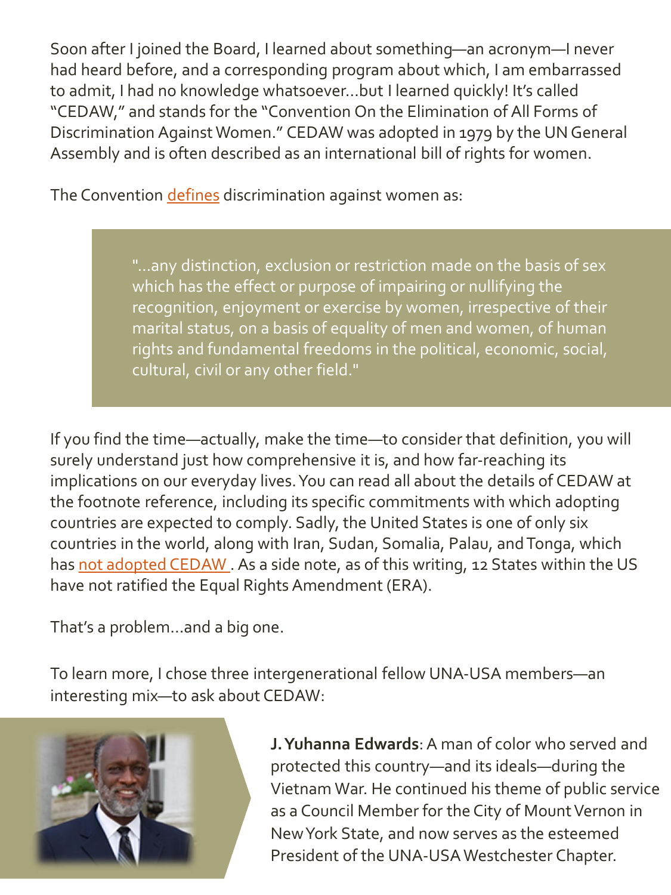Soon after I joined the Board, I learned about something—an acronym—I never had heard before, and a corresponding program about which, I am embarrassed to admit, I had no knowledge whatsoever...but I learned quickly! It's called "CEDAW," and stands for the "Convention On the Elimination of All Forms of Discrimination Against Women." CEDAW was adopted in 1979 by the UN General Assembly and is often described as an international bill of rights for women.

The Convention defines discrimination against women as:

> "...any distinction, exclusion or restriction made on the basis of sex which has the effect or purpose of impairing or nullifying the recognition, enjoyment or exercise by women, irrespective of their marital status, on a basis of equality of men and women, of human rights and fundamental freedoms in the political, economic, social, cultural, civil or any other field."

If you find the time—actually, make the time—to consider that definition, you will surely understand just how comprehensive it is, and how far-reaching its implications on our everyday lives. You can read all about the details of CEDAW at the footnote reference, including its specific commitments with which adopting countries are expected to comply. Sadly, the United States is one of only six countries in the world, along with Iran, Sudan, Somalia, Palau, and Tonga, which has not adopted CEDAW . As a side note, as of this writing, 12 States within the US have not ratified the Equal Rights Amendment (ERA).

That's a problem...and a big one.

To learn more, I chose three intergenerational fellow UNA-USA members—an interesting mix—to ask about CEDAW:

**J. Yuhanna Edwards**: A man of color who served and protected this country—and its ideals—during the Vietnam War. He continued his theme of public service as a Council Member for the City of Mount Vernon in New York State, and now serves as the esteemed President of the UNA-USA Westchester Chapter.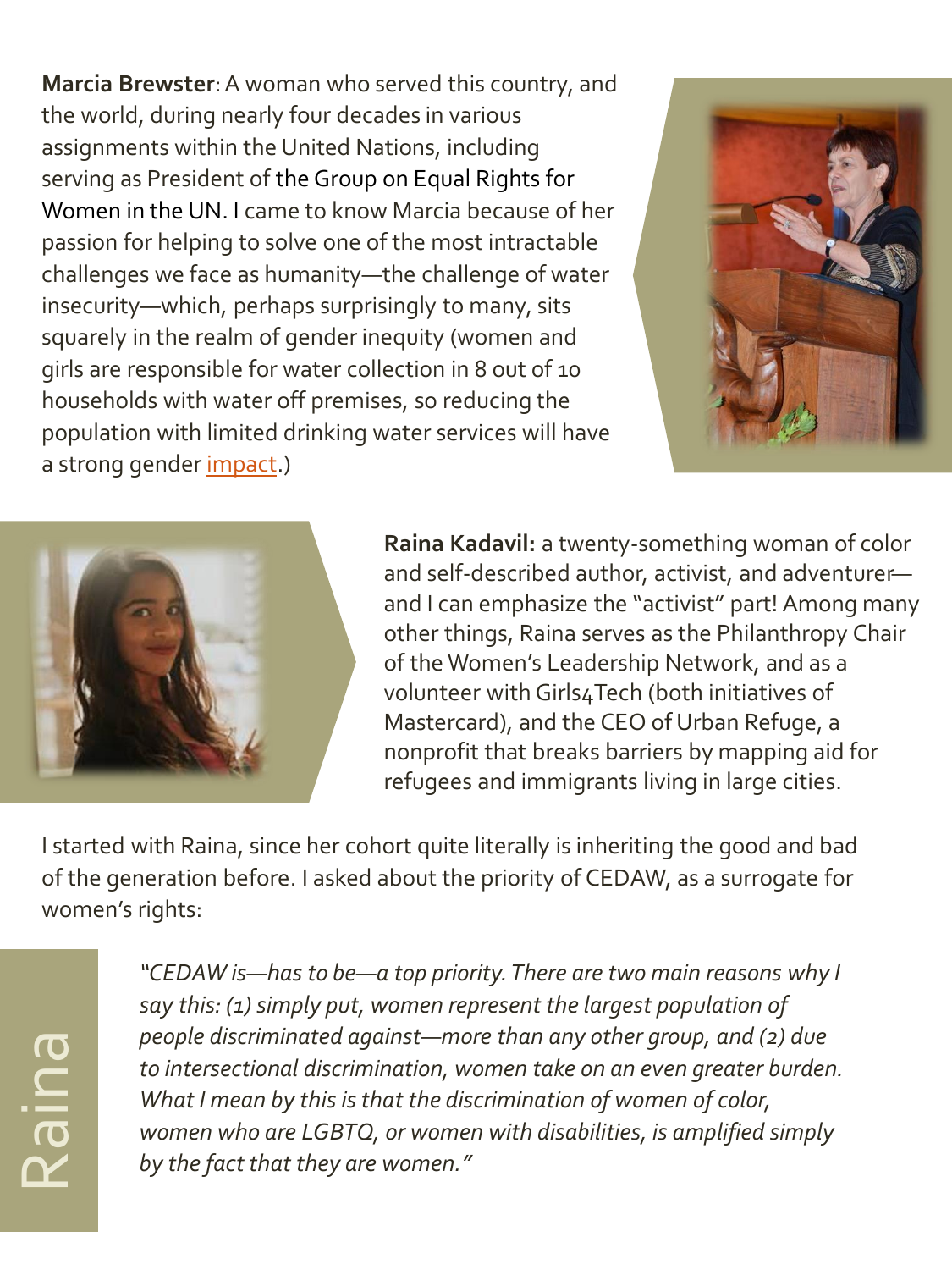**Marcia Brewster**: A woman who served this country, and the world, during nearly four decades in various assignments within the United Nations, including serving as President of the Group on Equal Rights for Women in the UN. I came to know Marcia because of her passion for helping to solve one of the most intractable challenges we face as humanity—the challenge of water insecurity—which, perhaps surprisingly to many, sits squarely in the realm of gender inequity (women and girls are responsible for water collection in 8 out of 10 households with water off premises, so reducing the population with limited drinking water services will have a strong gender impact.)

**Raina Kadavil:** a twenty-something woman of color and self-described author, activist, and adventurer—and I can emphasize the "activist" part! Among many other things, Raina serves as the Philanthropy Chair of the Women's Leadership Network, and as a volunteer with Girls4Tech (both initiatives of Mastercard), and the CEO of Urban Refuge, a nonprofit that breaks barriers by mapping aid for refugees and immigrants living in large cities.

I started with Raina, since her cohort quite literally is inheriting the good and bad of the generation before. I asked about the priority of CEDAW, as a surrogate for women's rights:

Raina

*"CEDAW is—has to be—a top priority. There are two main reasons why I say this: (1) simply put, women represent the largest population of people discriminated against—more than any other group, and (2) due to intersectional discrimination, women take on an even greater burden. What I mean by this is that the discrimination of women of color, women who are LGBTQ, or women with disabilities, is amplified simply by the fact that they are women."*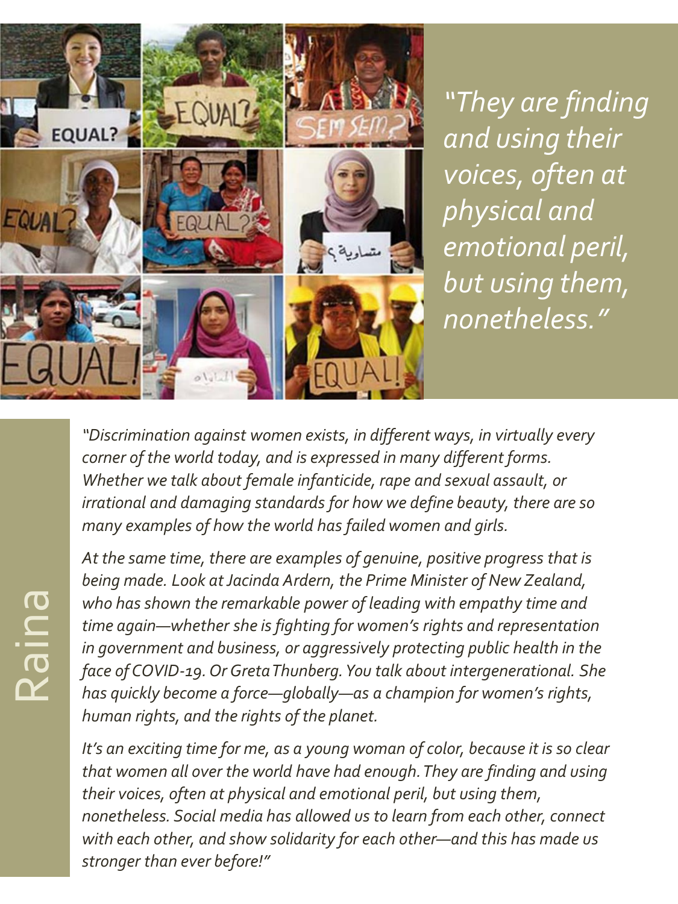*"They are finding and using their voices, often at physical and emotional peril, but using them, nonetheless."*

## Raina

*"Discrimination against women exists, in different ways, in virtually every corner of the world today, and is expressed in many different forms. Whether we talk about female infanticide, rape and sexual assault, or irrational and damaging standards for how we define beauty, there are so many examples of how the world has failed women and girls.*

*At the same time, there are examples of genuine, positive progress that is being made. Look at Jacinda Ardern, the Prime Minister of New Zealand, who has shown the remarkable power of leading with empathy time and time again—whether she is fighting for women's rights and representation in government and business, or aggressively protecting public health in the face of COVID-19. Or Greta Thunberg. You talk about intergenerational. She has quickly become a force—globally—as a champion for women's rights, human rights, and the rights of the planet.*

*It's an exciting time for me, as a young woman of color, because it is so clear that women all over the world have had enough. They are finding and using their voices, often at physical and emotional peril, but using them, nonetheless. Social media has allowed us to learn from each other, connect with each other, and show solidarity for each other—and this has made us stronger than ever before!"*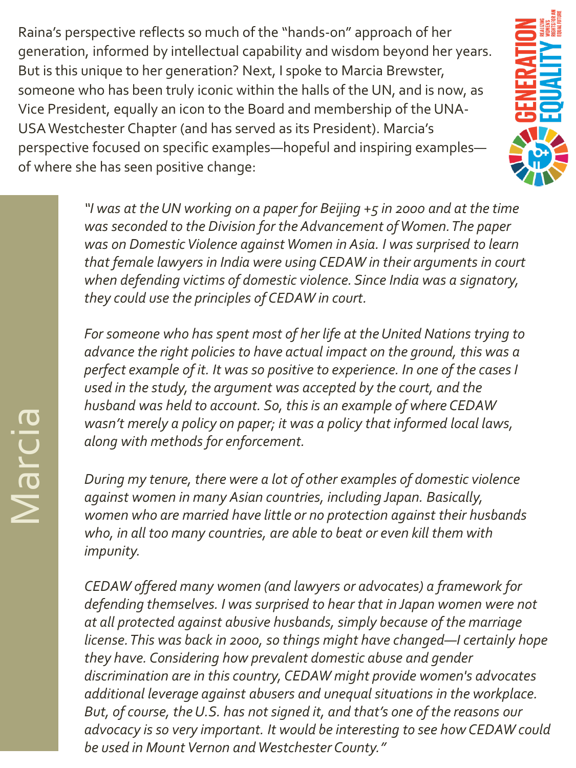Raina's perspective reflects so much of the "hands-on" approach of her generation, informed by intellectual capability and wisdom beyond her years. But is this unique to her generation? Next, I spoke to Marcia Brewster, someone who has been truly iconic within the halls of the UN, and is now, as Vice President, equally an icon to the Board and membership of the UNA-USA Westchester Chapter (and has served as its President). Marcia's perspective focused on specific examples—hopeful and inspiring examples—of where she has seen positive change:

Marcia

*"I was at the UN working on a paper for Beijing +5 in 2000 and at the time was seconded to the Division for the Advancement of Women. The paper was on Domestic Violence against Women in Asia. I was surprised to learn that female lawyers in India were using CEDAW in their arguments in court when defending victims of domestic violence. Since India was a signatory, they could use the principles of CEDAW in court.*

*For someone who has spent most of her life at the United Nations trying to advance the right policies to have actual impact on the ground, this was a perfect example of it. It was so positive to experience. In one of the cases I used in the study, the argument was accepted by the court, and the husband was held to account. So, this is an example of where CEDAW wasn't merely a policy on paper; it was a policy that informed local laws, along with methods for enforcement.*

*During my tenure, there were a lot of other examples of domestic violence against women in many Asian countries, including Japan. Basically, women who are married have little or no protection against their husbands who, in all too many countries, are able to beat or even kill them with impunity.*

*CEDAW offered many women (and lawyers or advocates) a framework for defending themselves. I was surprised to hear that in Japan women were not at all protected against abusive husbands, simply because of the marriage license. This was back in 2000, so things might have changed—I certainly hope they have. Considering how prevalent domestic abuse and gender discrimination are in this country, CEDAW might provide women's advocates additional leverage against abusers and unequal situations in the workplace. But, of course, the U.S. has not signed it, and that's one of the reasons our advocacy is so very important. It would be interesting to see how CEDAW could be used in Mount Vernon and Westchester County."*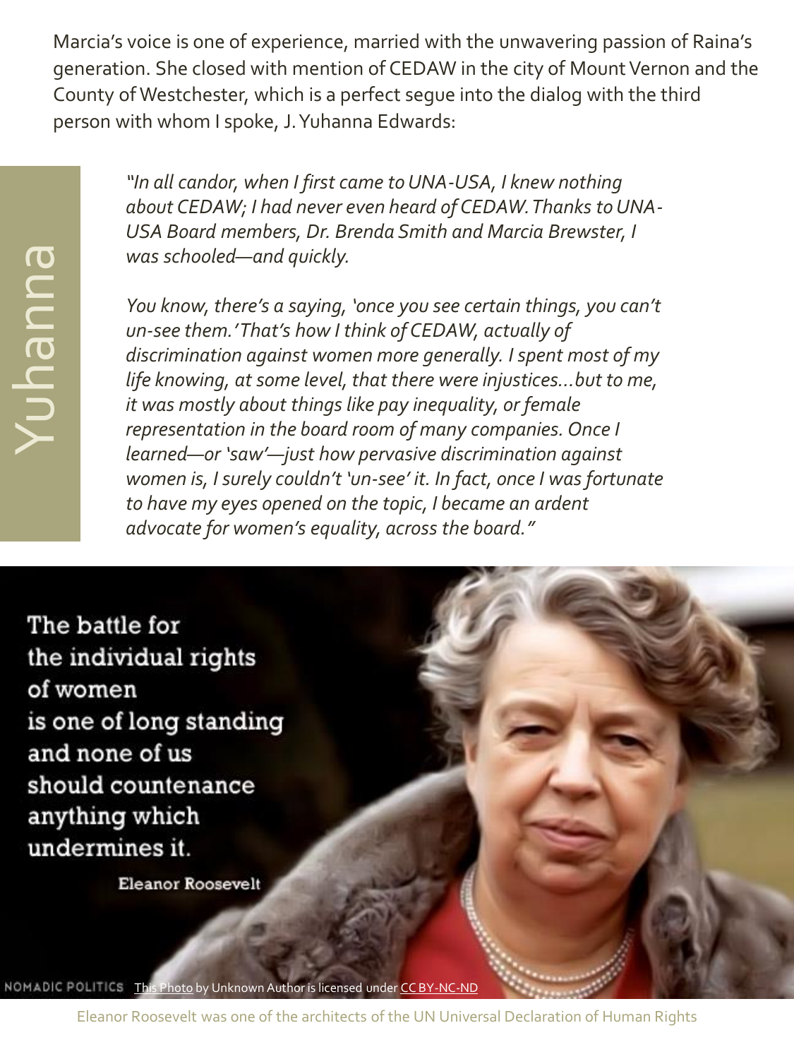Marcia's voice is one of experience, married with the unwavering passion of Raina's generation. She closed with mention of CEDAW in the city of Mount Vernon and the County of Westchester, which is a perfect segue into the dialog with the third person with whom I spoke, J. Yuhanna Edwards:

Yuhanna

*"In all candor, when I first came to UNA-USA, I knew nothing about CEDAW; I had never even heard of CEDAW. Thanks to UNA-USA Board members, Dr. Brenda Smith and Marcia Brewster, I was schooled—and quickly.*

*You know, there's a saying, 'once you see certain things, you can't un-see them.' That's how I think of CEDAW, actually of discrimination against women more generally. I spent most of my life knowing, at some level, that there were injustices…but to me, it was mostly about things like pay inequality, or female representation in the board room of many companies. Once I learned—or 'saw'—just how pervasive discrimination against women is, I surely couldn't 'un-see' it. In fact, once I was fortunate to have my eyes opened on the topic, I became an ardent advocate for women's equality, across the board."*

The battle for the individual rights of women is one of long standing and none of us should countenance anything which undermines it.

Eleanor Roosevelt

NOMADIC POLITICS [This Photo] by Unknown Author is licensed under [CC BY-NC-ND]

Eleanor Roosevelt was one of the architects of the UN Universal Declaration of Human Rights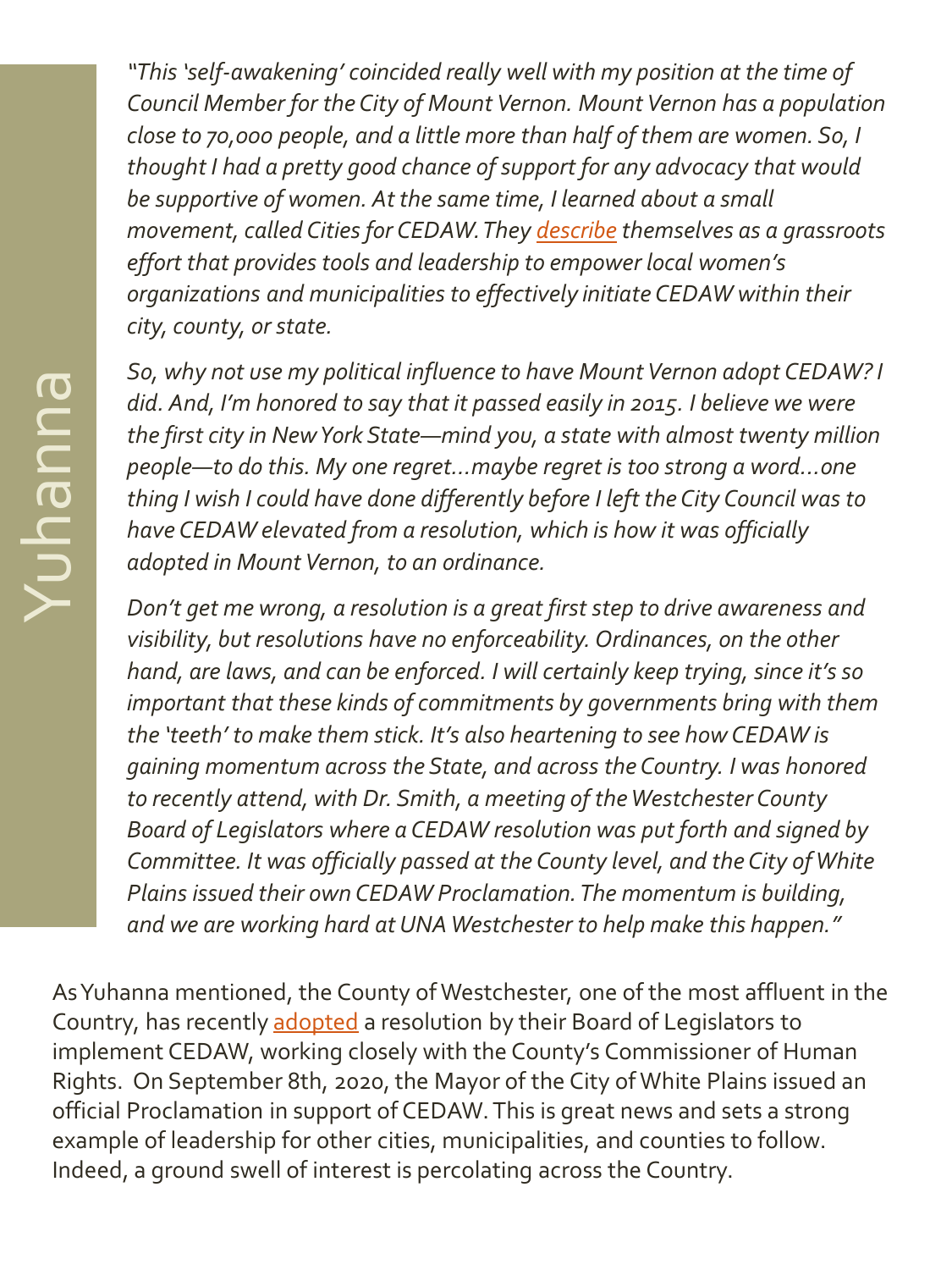Yuhanna

*"This 'self-awakening' coincided really well with my position at the time of Council Member for the City of Mount Vernon. Mount Vernon has a population close to 70,000 people, and a little more than half of them are women. So, I thought I had a pretty good chance of support for any advocacy that would be supportive of women. At the same time, I learned about a small movement, called Cities for CEDAW. They describe themselves as a grassroots effort that provides tools and leadership to empower local women's organizations and municipalities to effectively initiate CEDAW within their city, county, or state.*

*So, why not use my political influence to have Mount Vernon adopt CEDAW? I did. And, I'm honored to say that it passed easily in 2015. I believe we were the first city in New York State—mind you, a state with almost twenty million people—to do this. My one regret...maybe regret is too strong a word...one thing I wish I could have done differently before I left the City Council was to have CEDAW elevated from a resolution, which is how it was officially adopted in Mount Vernon, to an ordinance.*

*Don't get me wrong, a resolution is a great first step to drive awareness and visibility, but resolutions have no enforceability. Ordinances, on the other hand, are laws, and can be enforced. I will certainly keep trying, since it's so important that these kinds of commitments by governments bring with them the 'teeth' to make them stick. It's also heartening to see how CEDAW is gaining momentum across the State, and across the Country. I was honored to recently attend, with Dr. Smith, a meeting of the Westchester County Board of Legislators where a CEDAW resolution was put forth and signed by Committee. It was officially passed at the County level, and the City of White Plains issued their own CEDAW Proclamation. The momentum is building, and we are working hard at UNA Westchester to help make this happen."*

As Yuhanna mentioned, the County of Westchester, one of the most affluent in the Country, has recently adopted a resolution by their Board of Legislators to implement CEDAW, working closely with the County's Commissioner of Human Rights. On September 8th, 2020, the Mayor of the City of White Plains issued an official Proclamation in support of CEDAW. This is great news and sets a strong example of leadership for other cities, municipalities, and counties to follow. Indeed, a ground swell of interest is percolating across the Country.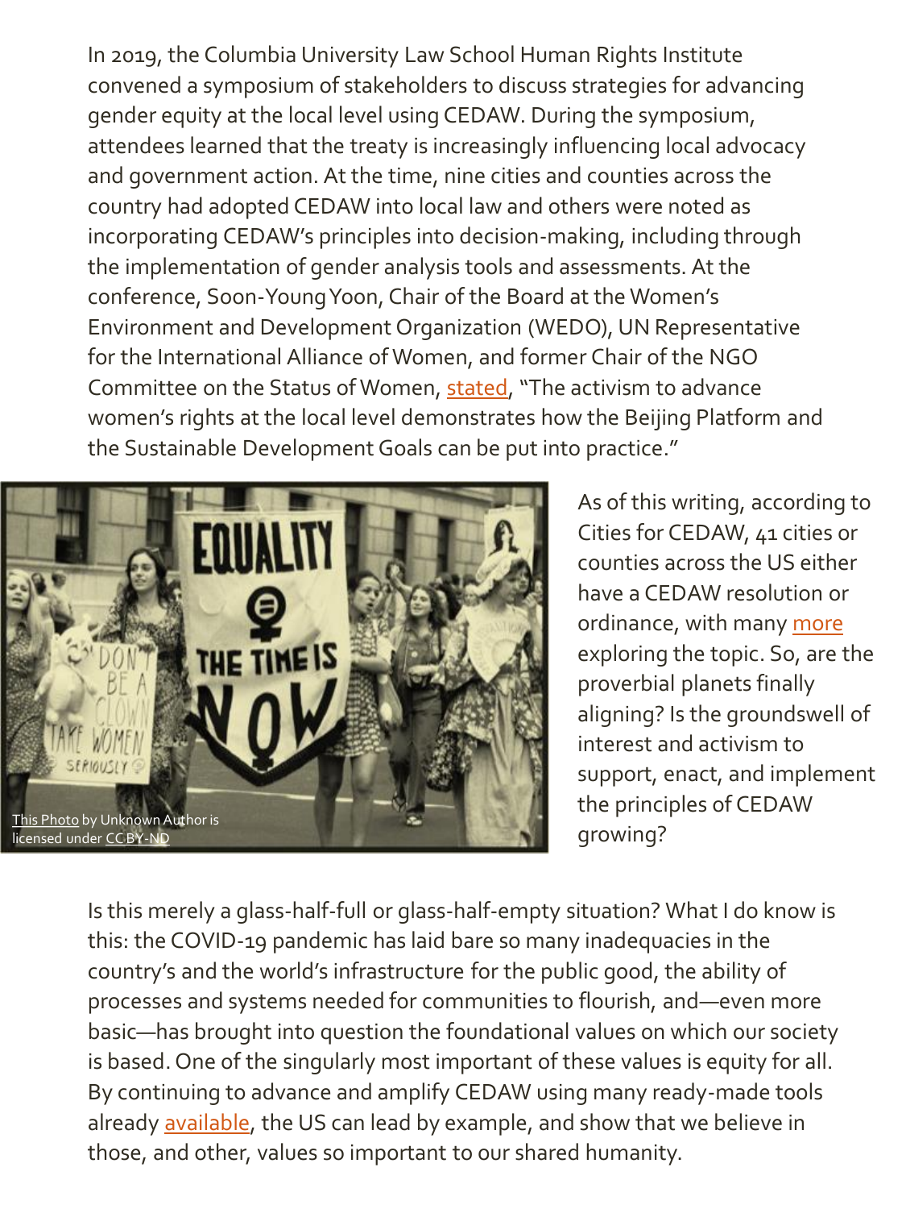In 2019, the Columbia University Law School Human Rights Institute convened a symposium of stakeholders to discuss strategies for advancing gender equity at the local level using CEDAW. During the symposium, attendees learned that the treaty is increasingly influencing local advocacy and government action. At the time, nine cities and counties across the country had adopted CEDAW into local law and others were noted as incorporating CEDAW's principles into decision-making, including through the implementation of gender analysis tools and assessments. At the conference, Soon-Young Yoon, Chair of the Board at the Women's Environment and Development Organization (WEDO), UN Representative for the International Alliance of Women, and former Chair of the NGO Committee on the Status of Women, stated, "The activism to advance women's rights at the local level demonstrates how the Beijing Platform and the Sustainable Development Goals can be put into practice."

This Photo by Unknown Author is licensed under CC BY-ND

As of this writing, according to Cities for CEDAW, 41 cities or counties across the US either have a CEDAW resolution or ordinance, with many more exploring the topic. So, are the proverbial planets finally aligning? Is the groundswell of interest and activism to support, enact, and implement the principles of CEDAW growing?

Is this merely a glass-half-full or glass-half-empty situation? What I do know is this: the COVID-19 pandemic has laid bare so many inadequacies in the country's and the world's infrastructure for the public good, the ability of processes and systems needed for communities to flourish, and—even more basic—has brought into question the foundational values on which our society is based. One of the singularly most important of these values is equity for all. By continuing to advance and amplify CEDAW using many ready-made tools already available, the US can lead by example, and show that we believe in those, and other, values so important to our shared humanity.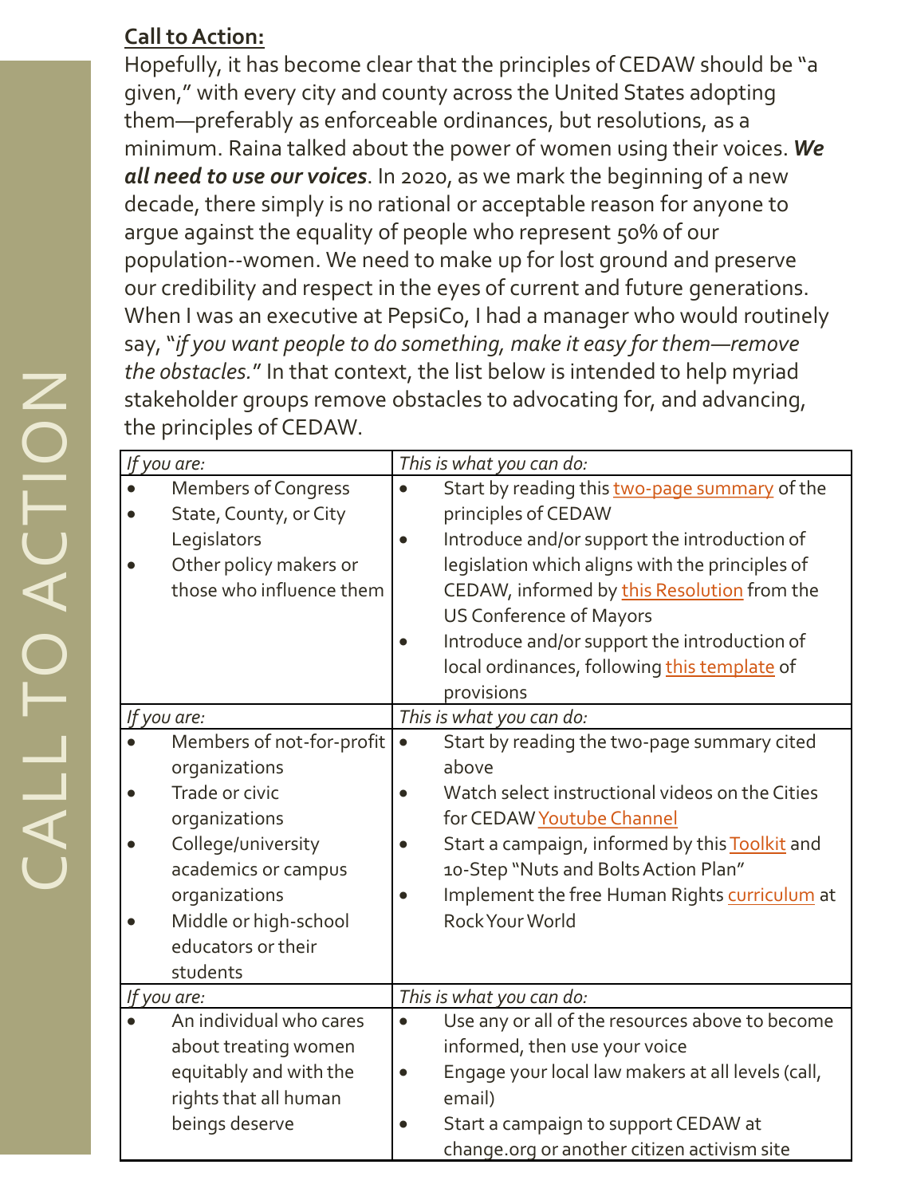**Call to Action:**

Hopefully, it has become clear that the principles of CEDAW should be "a given," with every city and county across the United States adopting them—preferably as enforceable ordinances, but resolutions, as a minimum. Raina talked about the power of women using their voices. ***We all need to use our voices***. In 2020, as we mark the beginning of a new decade, there simply is no rational or acceptable reason for anyone to argue against the equality of people who represent 50% of our population--women. We need to make up for lost ground and preserve our credibility and respect in the eyes of current and future generations. When I was an executive at PepsiCo, I had a manager who would routinely say, "*if you want people to do something, make it easy for them—remove the obstacles.*" In that context, the list below is intended to help myriad stakeholder groups remove obstacles to advocating for, and advancing, the principles of CEDAW.

| *If you are:* | *This is what you can do:* |
|---|---|
| • Members of Congress<br>• State, County, or City Legislators<br>• Other policy makers or those who influence them | • Start by reading this two-page summary of the principles of CEDAW<br>• Introduce and/or support the introduction of legislation which aligns with the principles of CEDAW, informed by this Resolution from the US Conference of Mayors<br>• Introduce and/or support the introduction of local ordinances, following this template of provisions |
| *If you are:* | *This is what you can do:* |
| • Members of not-for-profit organizations<br>• Trade or civic organizations<br>• College/university academics or campus organizations<br>• Middle or high-school educators or their students | • Start by reading the two-page summary cited above<br>• Watch select instructional videos on the Cities for CEDAW Youtube Channel<br>• Start a campaign, informed by this Toolkit and 10-Step "Nuts and Bolts Action Plan"<br>• Implement the free Human Rights curriculum at Rock Your World |
| *If you are:* | *This is what you can do:* |
| • An individual who cares about treating women equitably and with the rights that all human beings deserve | • Use any or all of the resources above to become informed, then use your voice<br>• Engage your local law makers at all levels (call, email)<br>• Start a campaign to support CEDAW at change.org or another citizen activism site |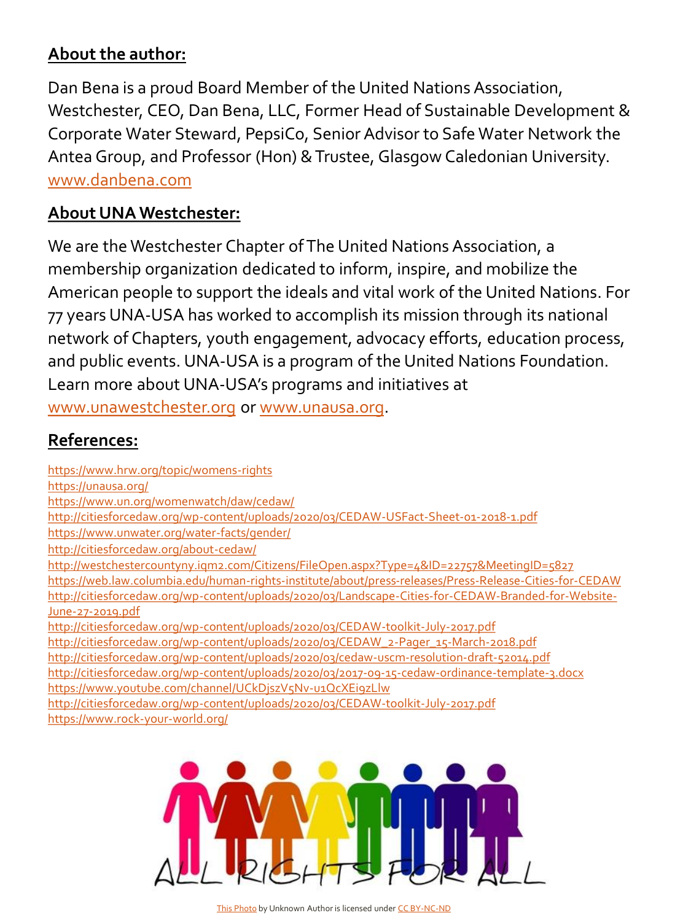**About the author:**

Dan Bena is a proud Board Member of the United Nations Association, Westchester, CEO, Dan Bena, LLC, Former Head of Sustainable Development & Corporate Water Steward, PepsiCo, Senior Advisor to Safe Water Network the Antea Group, and Professor (Hon) & Trustee, Glasgow Caledonian University. www.danbena.com

**About UNA Westchester:**

We are the Westchester Chapter of The United Nations Association, a membership organization dedicated to inform, inspire, and mobilize the American people to support the ideals and vital work of the United Nations. For 77 years UNA-USA has worked to accomplish its mission through its national network of Chapters, youth engagement, advocacy efforts, education process, and public events. UNA-USA is a program of the United Nations Foundation. Learn more about UNA-USA's programs and initiatives at www.unawestchester.org or www.unausa.org.

**References:**

https://www.hrw.org/topic/womens-rights
https://unausa.org/
https://www.un.org/womenwatch/daw/cedaw/
http://citiesforcedaw.org/wp-content/uploads/2020/03/CEDAW-USFact-Sheet-01-2018-1.pdf
https://www.unwater.org/water-facts/gender/
http://citiesforcedaw.org/about-cedaw/
http://westchestercountyny.iqm2.com/Citizens/FileOpen.aspx?Type=4&ID=22757&MeetingID=5827
https://web.law.columbia.edu/human-rights-institute/about/press-releases/Press-Release-Cities-for-CEDAW
http://citiesforcedaw.org/wp-content/uploads/2020/03/Landscape-Cities-for-CEDAW-Branded-for-Website-June-27-2019.pdf
http://citiesforcedaw.org/wp-content/uploads/2020/03/CEDAW-toolkit-July-2017.pdf
http://citiesforcedaw.org/wp-content/uploads/2020/03/CEDAW_2-Pager_15-March-2018.pdf
http://citiesforcedaw.org/wp-content/uploads/2020/03/cedaw-uscm-resolution-draft-52014.pdf
http://citiesforcedaw.org/wp-content/uploads/2020/03/2017-09-15-cedaw-ordinance-template-3.docx
https://www.youtube.com/channel/UCkDjszV5Nv-u1QcXEi9zLlw
http://citiesforcedaw.org/wp-content/uploads/2020/03/CEDAW-toolkit-July-2017.pdf
https://www.rock-your-world.org/

ALL RIGHTS FOR ALL

This Photo by Unknown Author is licensed under CC BY-NC-ND